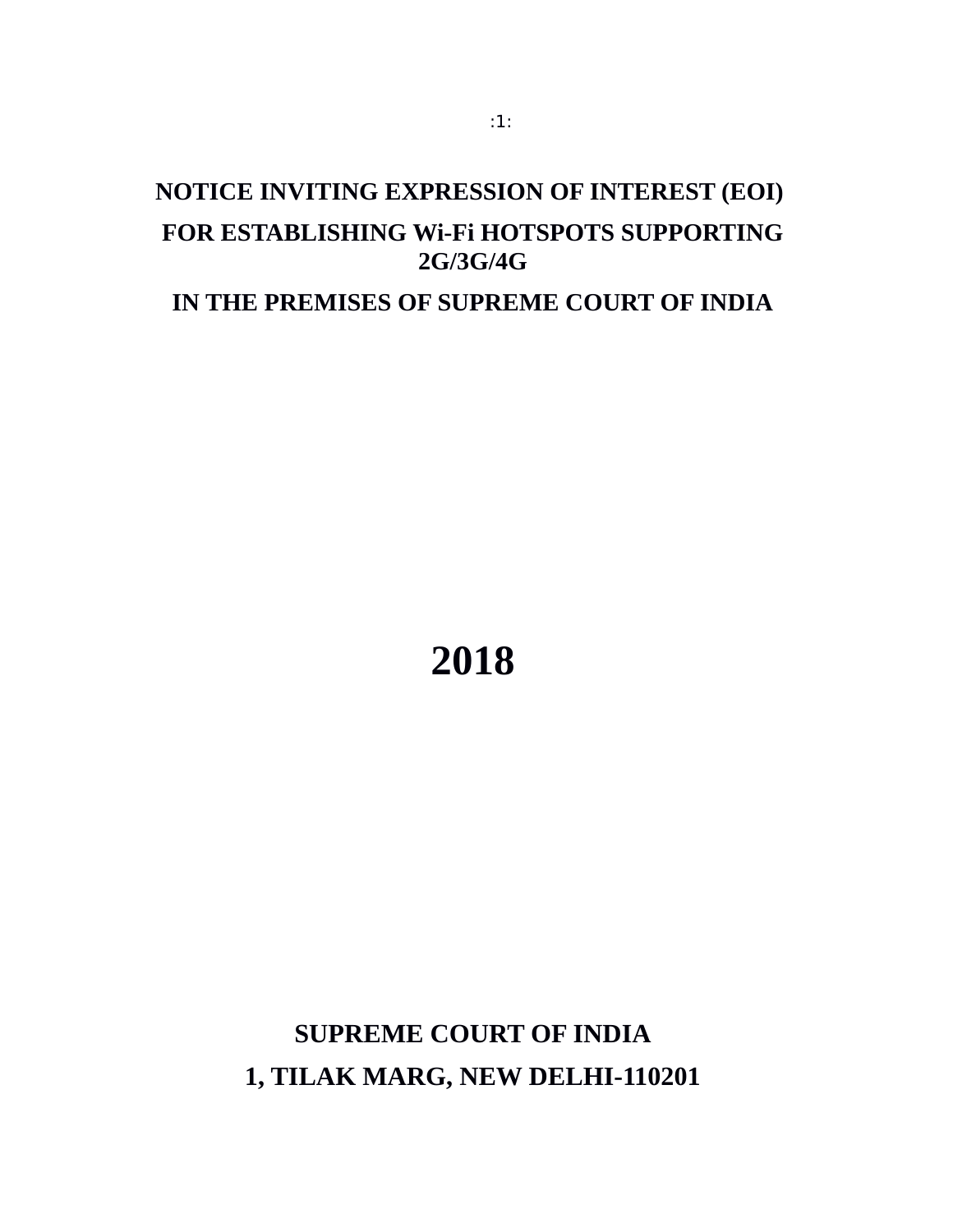# NOTICE INVITING EXPRESSION OF INTEREST (EOI)

# FOR ESTABLISHING Wi-Fi HOTSPOTS SUPPORTING 2G/3G/4G

# IN THE PREMISES OF SUPREME COURT OF INDIA

# 2018

**SUPREME COURT OF INDIA**

**1, TILAK MARG, NEW DELHI-110201**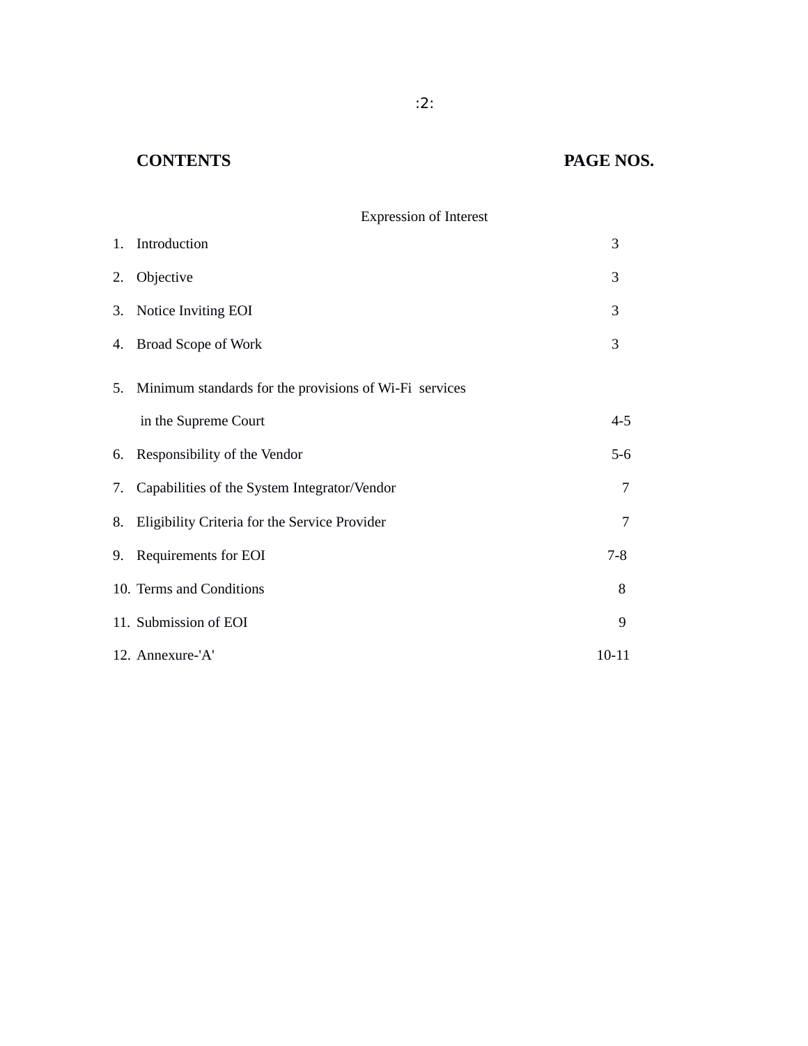| CONTENTS | PAGE NOS. |
|---|---|
| **Expression of Interest** | |
| 1. Introduction | 3 |
| 2. Objective | 3 |
| 3. Notice Inviting EOI | 3 |
| 4. Broad Scope of Work | 3 |
| 5. Minimum standards for the provisions of Wi-Fi services in the Supreme Court | 4-5 |
| 6. Responsibility of the Vendor | 5-6 |
| 7. Capabilities of the System Integrator/Vendor | 7 |
| 8. Eligibility Criteria for the Service Provider | 7 |
| 9. Requirements for EOI | 7-8 |
| 10. Terms and Conditions | 8 |
| 11. Submission of EOI | 9 |
| 12. Annexure-'A' | 10-11 |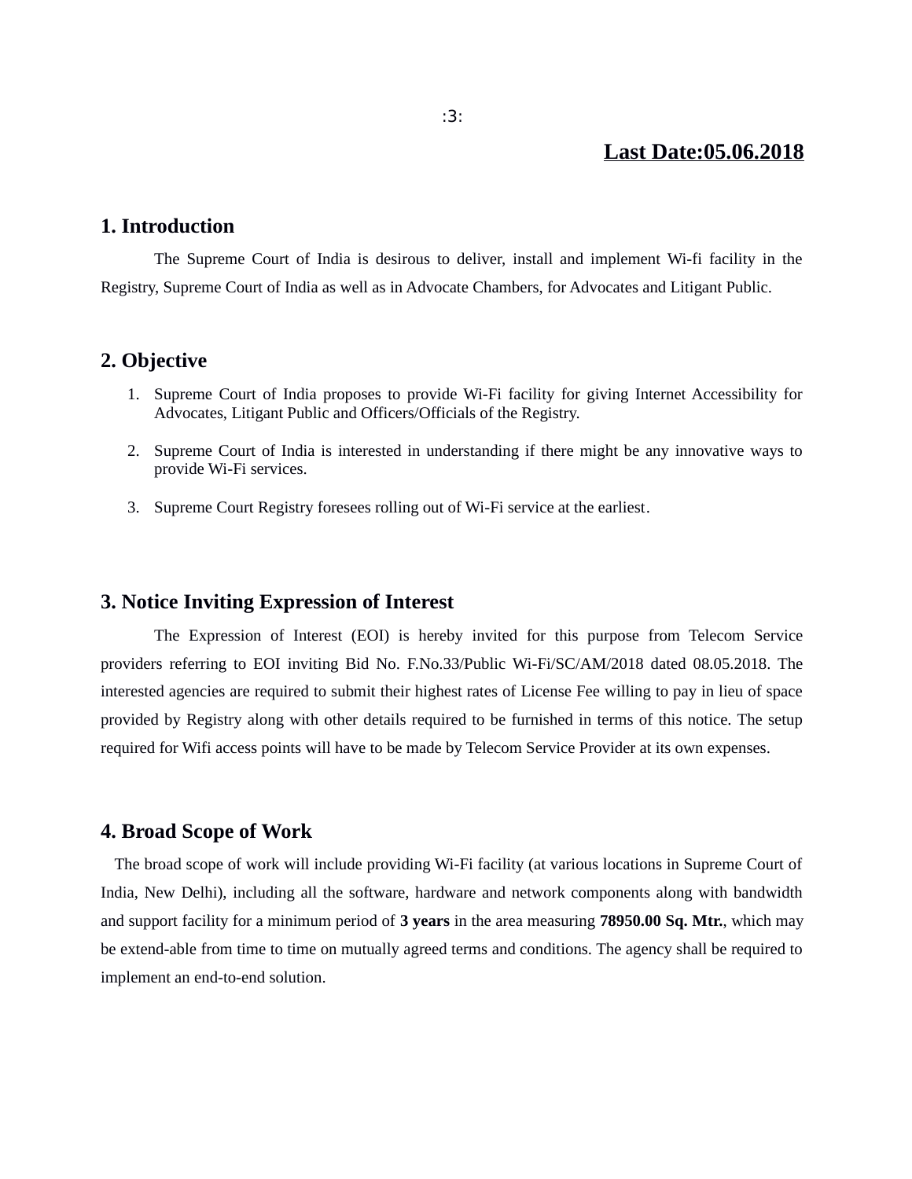**Last Date:05.06.2018**

## 1. Introduction

The Supreme Court of India is desirous to deliver, install and implement Wi-fi facility in the Registry, Supreme Court of India as well as in Advocate Chambers, for Advocates and Litigant Public.

## 2. Objective

1. Supreme Court of India proposes to provide Wi-Fi facility for giving Internet Accessibility for Advocates, Litigant Public and Officers/Officials of the Registry.
2. Supreme Court of India is interested in understanding if there might be any innovative ways to provide Wi-Fi services.
3. Supreme Court Registry foresees rolling out of Wi-Fi service at the earliest.

## 3. Notice Inviting Expression of Interest

The Expression of Interest (EOI) is hereby invited for this purpose from Telecom Service providers referring to EOI inviting Bid No. F.No.33/Public Wi-Fi/SC/AM/2018 dated 08.05.2018. The interested agencies are required to submit their highest rates of License Fee willing to pay in lieu of space provided by Registry along with other details required to be furnished in terms of this notice. The setup required for Wifi access points will have to be made by Telecom Service Provider at its own expenses.

## 4. Broad Scope of Work

The broad scope of work will include providing Wi-Fi facility (at various locations in Supreme Court of India, New Delhi), including all the software, hardware and network components along with bandwidth and support facility for a minimum period of **3 years** in the area measuring **78950.00 Sq. Mtr.**, which may be extend-able from time to time on mutually agreed terms and conditions. The agency shall be required to implement an end-to-end solution.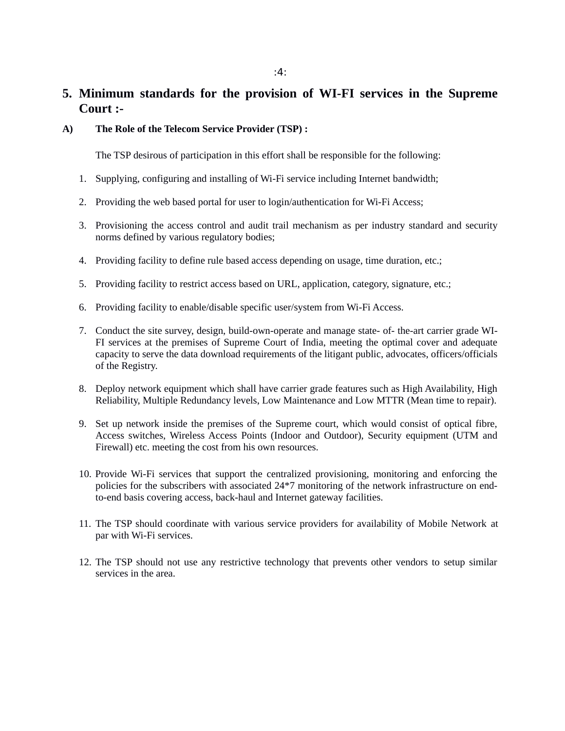## 5. Minimum standards for the provision of WI-FI services in the Supreme Court :-

### A) The Role of the Telecom Service Provider (TSP) :

The TSP desirous of participation in this effort shall be responsible for the following:

1. Supplying, configuring and installing of Wi-Fi service including Internet bandwidth;
2. Providing the web based portal for user to login/authentication for Wi-Fi Access;
3. Provisioning the access control and audit trail mechanism as per industry standard and security norms defined by various regulatory bodies;
4. Providing facility to define rule based access depending on usage, time duration, etc.;
5. Providing facility to restrict access based on URL, application, category, signature, etc.;
6. Providing facility to enable/disable specific user/system from Wi-Fi Access.
7. Conduct the site survey, design, build-own-operate and manage state- of- the-art carrier grade WI-FI services at the premises of Supreme Court of India, meeting the optimal cover and adequate capacity to serve the data download requirements of the litigant public, advocates, officers/officials of the Registry.
8. Deploy network equipment which shall have carrier grade features such as High Availability, High Reliability, Multiple Redundancy levels, Low Maintenance and Low MTTR (Mean time to repair).
9. Set up network inside the premises of the Supreme court, which would consist of optical fibre, Access switches, Wireless Access Points (Indoor and Outdoor), Security equipment (UTM and Firewall) etc. meeting the cost from his own resources.
10. Provide Wi-Fi services that support the centralized provisioning, monitoring and enforcing the policies for the subscribers with associated 24*7 monitoring of the network infrastructure on end-to-end basis covering access, back-haul and Internet gateway facilities.
11. The TSP should coordinate with various service providers for availability of Mobile Network at par with Wi-Fi services.
12. The TSP should not use any restrictive technology that prevents other vendors to setup similar services in the area.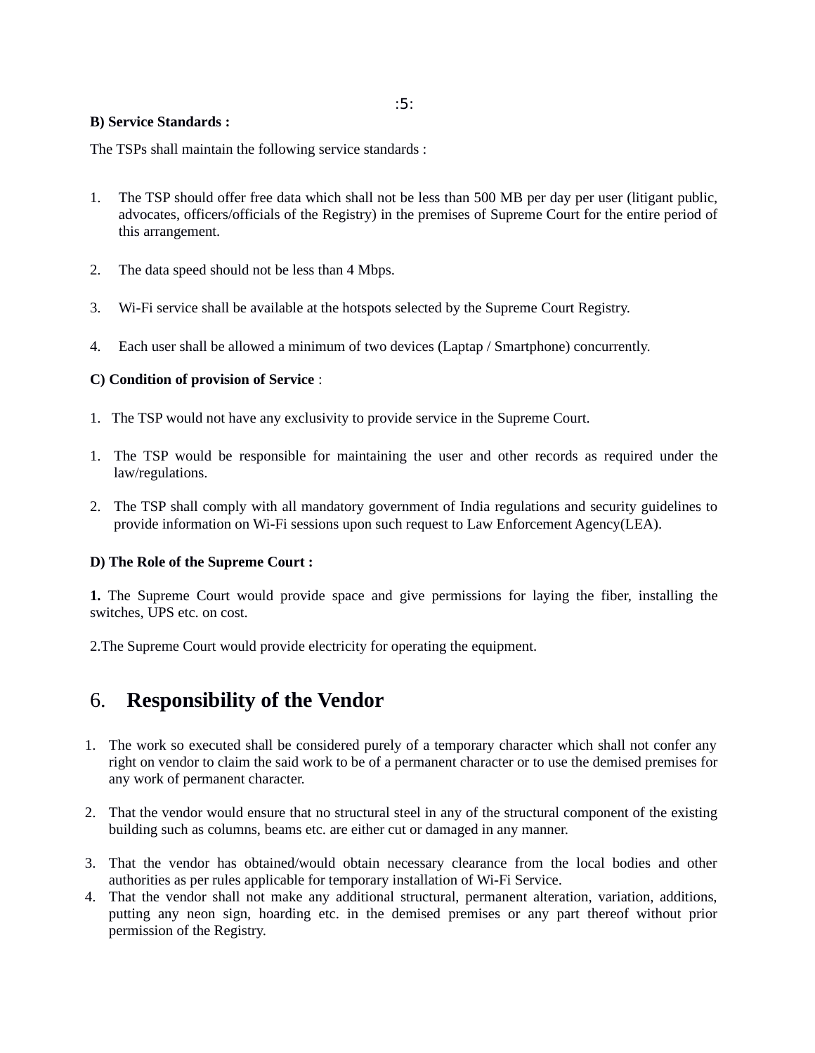**B) Service Standards :**

The TSPs shall maintain the following service standards :

1. The TSP should offer free data which shall not be less than 500 MB per day per user (litigant public, advocates, officers/officials of the Registry) in the premises of Supreme Court for the entire period of this arrangement.

2. The data speed should not be less than 4 Mbps.

3. Wi-Fi service shall be available at the hotspots selected by the Supreme Court Registry.

4. Each user shall be allowed a minimum of two devices (Laptap / Smartphone) concurrently.

**C) Condition of provision of Service** :

1. The TSP would not have any exclusivity to provide service in the Supreme Court.

1. The TSP would be responsible for maintaining the user and other records as required under the law/regulations.

2. The TSP shall comply with all mandatory government of India regulations and security guidelines to provide information on Wi-Fi sessions upon such request to Law Enforcement Agency(LEA).

**D) The Role of the Supreme Court :**

**1.** The Supreme Court would provide space and give permissions for laying the fiber, installing the switches, UPS etc. on cost.

2.The Supreme Court would provide electricity for operating the equipment.

## 6. **Responsibility of the Vendor**

1. The work so executed shall be considered purely of a temporary character which shall not confer any right on vendor to claim the said work to be of a permanent character or to use the demised premises for any work of permanent character.

2. That the vendor would ensure that no structural steel in any of the structural component of the existing building such as columns, beams etc. are either cut or damaged in any manner.

3. That the vendor has obtained/would obtain necessary clearance from the local bodies and other authorities as per rules applicable for temporary installation of Wi-Fi Service.
4. That the vendor shall not make any additional structural, permanent alteration, variation, additions, putting any neon sign, hoarding etc. in the demised premises or any part thereof without prior permission of the Registry.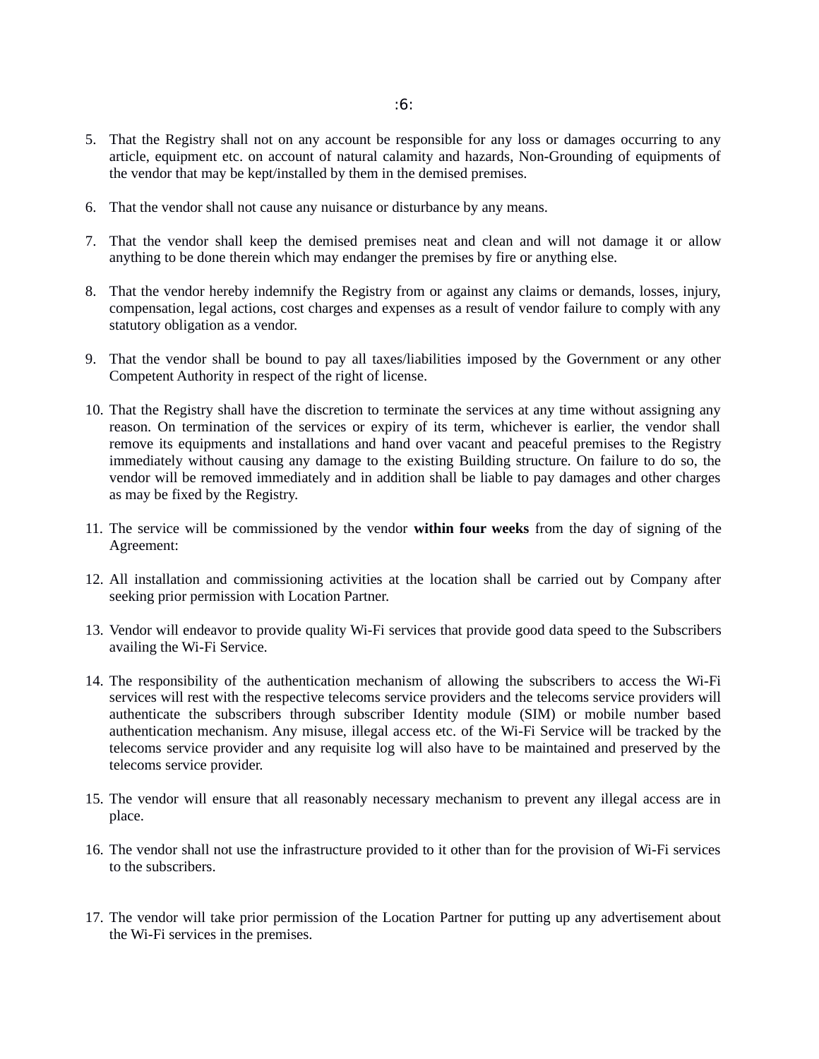5. That the Registry shall not on any account be responsible for any loss or damages occurring to any article, equipment etc. on account of natural calamity and hazards, Non-Grounding of equipments of the vendor that may be kept/installed by them in the demised premises.

6. That the vendor shall not cause any nuisance or disturbance by any means.

7. That the vendor shall keep the demised premises neat and clean and will not damage it or allow anything to be done therein which may endanger the premises by fire or anything else.

8. That the vendor hereby indemnify the Registry from or against any claims or demands, losses, injury, compensation, legal actions, cost charges and expenses as a result of vendor failure to comply with any statutory obligation as a vendor.

9. That the vendor shall be bound to pay all taxes/liabilities imposed by the Government or any other Competent Authority in respect of the right of license.

10. That the Registry shall have the discretion to terminate the services at any time without assigning any reason. On termination of the services or expiry of its term, whichever is earlier, the vendor shall remove its equipments and installations and hand over vacant and peaceful premises to the Registry immediately without causing any damage to the existing Building structure. On failure to do so, the vendor will be removed immediately and in addition shall be liable to pay damages and other charges as may be fixed by the Registry.

11. The service will be commissioned by the vendor **within four weeks** from the day of signing of the Agreement:

12. All installation and commissioning activities at the location shall be carried out by Company after seeking prior permission with Location Partner.

13. Vendor will endeavor to provide quality Wi-Fi services that provide good data speed to the Subscribers availing the Wi-Fi Service.

14. The responsibility of the authentication mechanism of allowing the subscribers to access the Wi-Fi services will rest with the respective telecoms service providers and the telecoms service providers will authenticate the subscribers through subscriber Identity module (SIM) or mobile number based authentication mechanism. Any misuse, illegal access etc. of the Wi-Fi Service will be tracked by the telecoms service provider and any requisite log will also have to be maintained and preserved by the telecoms service provider.

15. The vendor will ensure that all reasonably necessary mechanism to prevent any illegal access are in place.

16. The vendor shall not use the infrastructure provided to it other than for the provision of Wi-Fi services to the subscribers.

17. The vendor will take prior permission of the Location Partner for putting up any advertisement about the Wi-Fi services in the premises.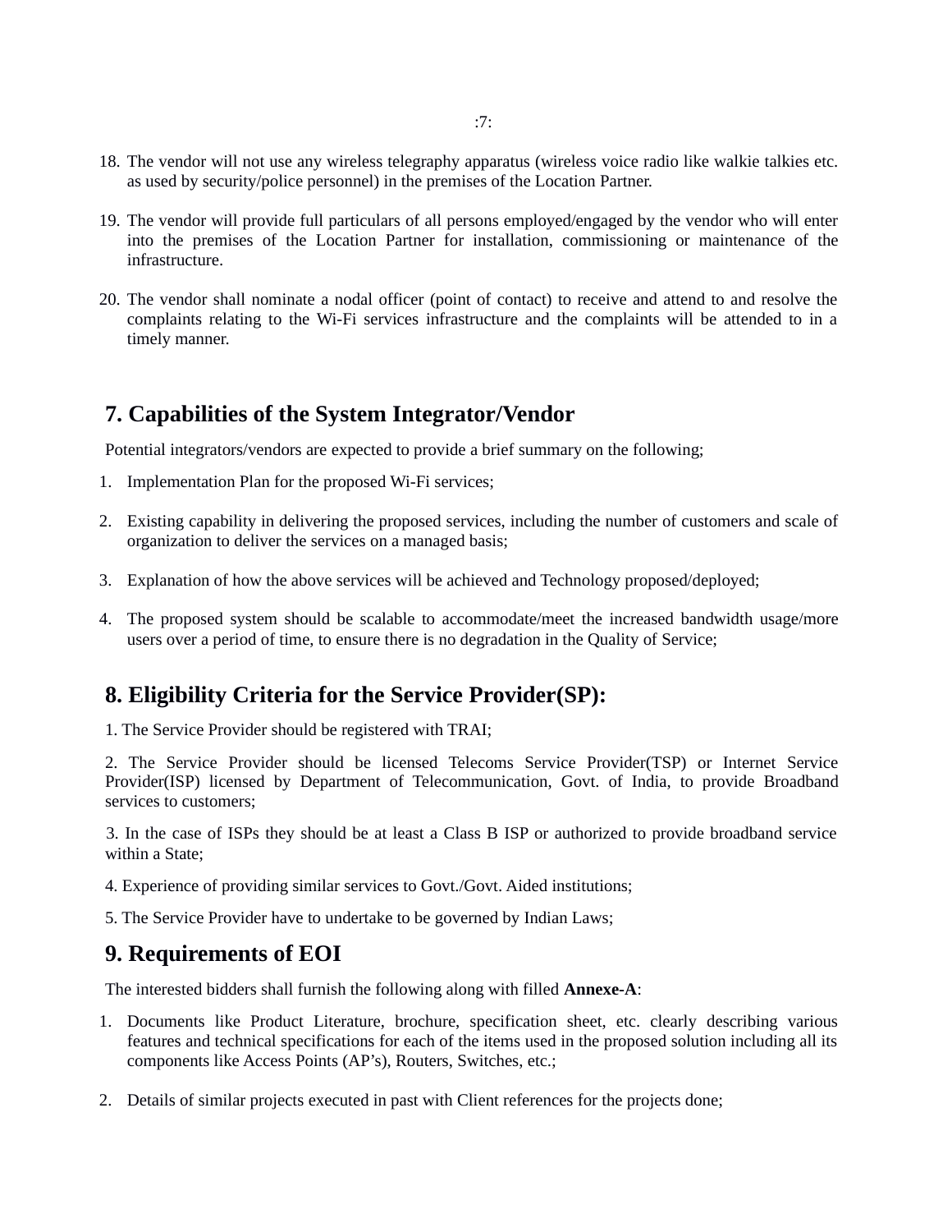18. The vendor will not use any wireless telegraphy apparatus (wireless voice radio like walkie talkies etc. as used by security/police personnel) in the premises of the Location Partner.

19. The vendor will provide full particulars of all persons employed/engaged by the vendor who will enter into the premises of the Location Partner for installation, commissioning or maintenance of the infrastructure.

20. The vendor shall nominate a nodal officer (point of contact) to receive and attend to and resolve the complaints relating to the Wi-Fi services infrastructure and the complaints will be attended to in a timely manner.

## 7. Capabilities of the System Integrator/Vendor

Potential integrators/vendors are expected to provide a brief summary on the following;

1. Implementation Plan for the proposed Wi-Fi services;

2. Existing capability in delivering the proposed services, including the number of customers and scale of organization to deliver the services on a managed basis;

3. Explanation of how the above services will be achieved and Technology proposed/deployed;

4. The proposed system should be scalable to accommodate/meet the increased bandwidth usage/more users over a period of time, to ensure there is no degradation in the Quality of Service;

## 8. Eligibility Criteria for the Service Provider(SP):

1. The Service Provider should be registered with TRAI;

2. The Service Provider should be licensed Telecoms Service Provider(TSP) or Internet Service Provider(ISP) licensed by Department of Telecommunication, Govt. of India, to provide Broadband services to customers;

3. In the case of ISPs they should be at least a Class B ISP or authorized to provide broadband service within a State;

4. Experience of providing similar services to Govt./Govt. Aided institutions;

5. The Service Provider have to undertake to be governed by Indian Laws;

## 9. Requirements of EOI

The interested bidders shall furnish the following along with filled **Annexe-A**:

1. Documents like Product Literature, brochure, specification sheet, etc. clearly describing various features and technical specifications for each of the items used in the proposed solution including all its components like Access Points (AP's), Routers, Switches, etc.;

2. Details of similar projects executed in past with Client references for the projects done;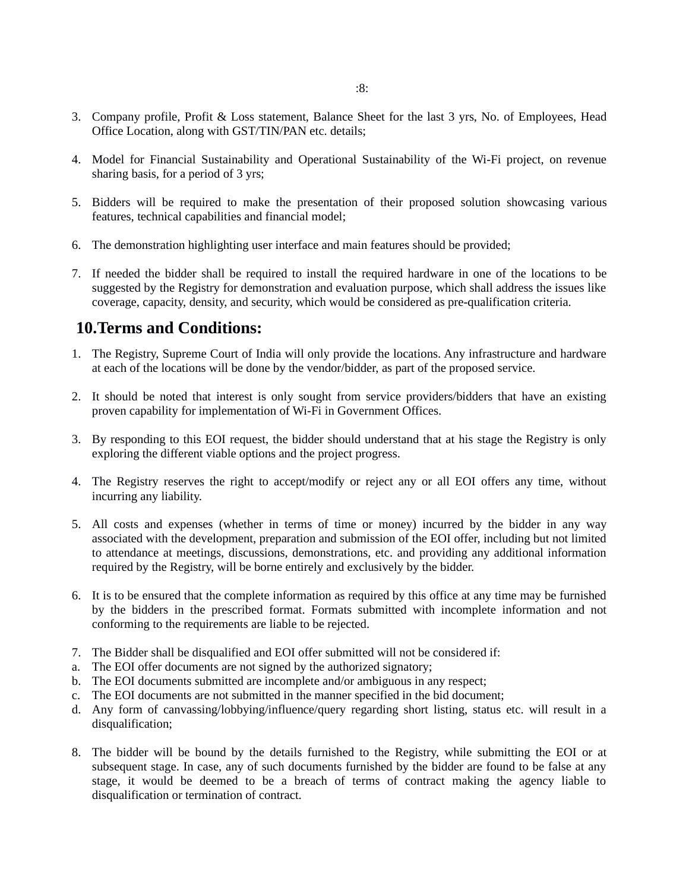3. Company profile, Profit & Loss statement, Balance Sheet for the last 3 yrs, No. of Employees, Head Office Location, along with GST/TIN/PAN etc. details;

4. Model for Financial Sustainability and Operational Sustainability of the Wi-Fi project, on revenue sharing basis, for a period of 3 yrs;

5. Bidders will be required to make the presentation of their proposed solution showcasing various features, technical capabilities and financial model;

6. The demonstration highlighting user interface and main features should be provided;

7. If needed the bidder shall be required to install the required hardware in one of the locations to be suggested by the Registry for demonstration and evaluation purpose, which shall address the issues like coverage, capacity, density, and security, which would be considered as pre-qualification criteria.

## 10.Terms and Conditions:

1. The Registry, Supreme Court of India will only provide the locations. Any infrastructure and hardware at each of the locations will be done by the vendor/bidder, as part of the proposed service.

2. It should be noted that interest is only sought from service providers/bidders that have an existing proven capability for implementation of Wi-Fi in Government Offices.

3. By responding to this EOI request, the bidder should understand that at his stage the Registry is only exploring the different viable options and the project progress.

4. The Registry reserves the right to accept/modify or reject any or all EOI offers any time, without incurring any liability.

5. All costs and expenses (whether in terms of time or money) incurred by the bidder in any way associated with the development, preparation and submission of the EOI offer, including but not limited to attendance at meetings, discussions, demonstrations, etc. and providing any additional information required by the Registry, will be borne entirely and exclusively by the bidder.

6. It is to be ensured that the complete information as required by this office at any time may be furnished by the bidders in the prescribed format. Formats submitted with incomplete information and not conforming to the requirements are liable to be rejected.

7. The Bidder shall be disqualified and EOI offer submitted will not be considered if:
   a. The EOI offer documents are not signed by the authorized signatory;
   b. The EOI documents submitted are incomplete and/or ambiguous in any respect;
   c. The EOI documents are not submitted in the manner specified in the bid document;
   d. Any form of canvassing/lobbying/influence/query regarding short listing, status etc. will result in a disqualification;

8. The bidder will be bound by the details furnished to the Registry, while submitting the EOI or at subsequent stage. In case, any of such documents furnished by the bidder are found to be false at any stage, it would be deemed to be a breach of terms of contract making the agency liable to disqualification or termination of contract.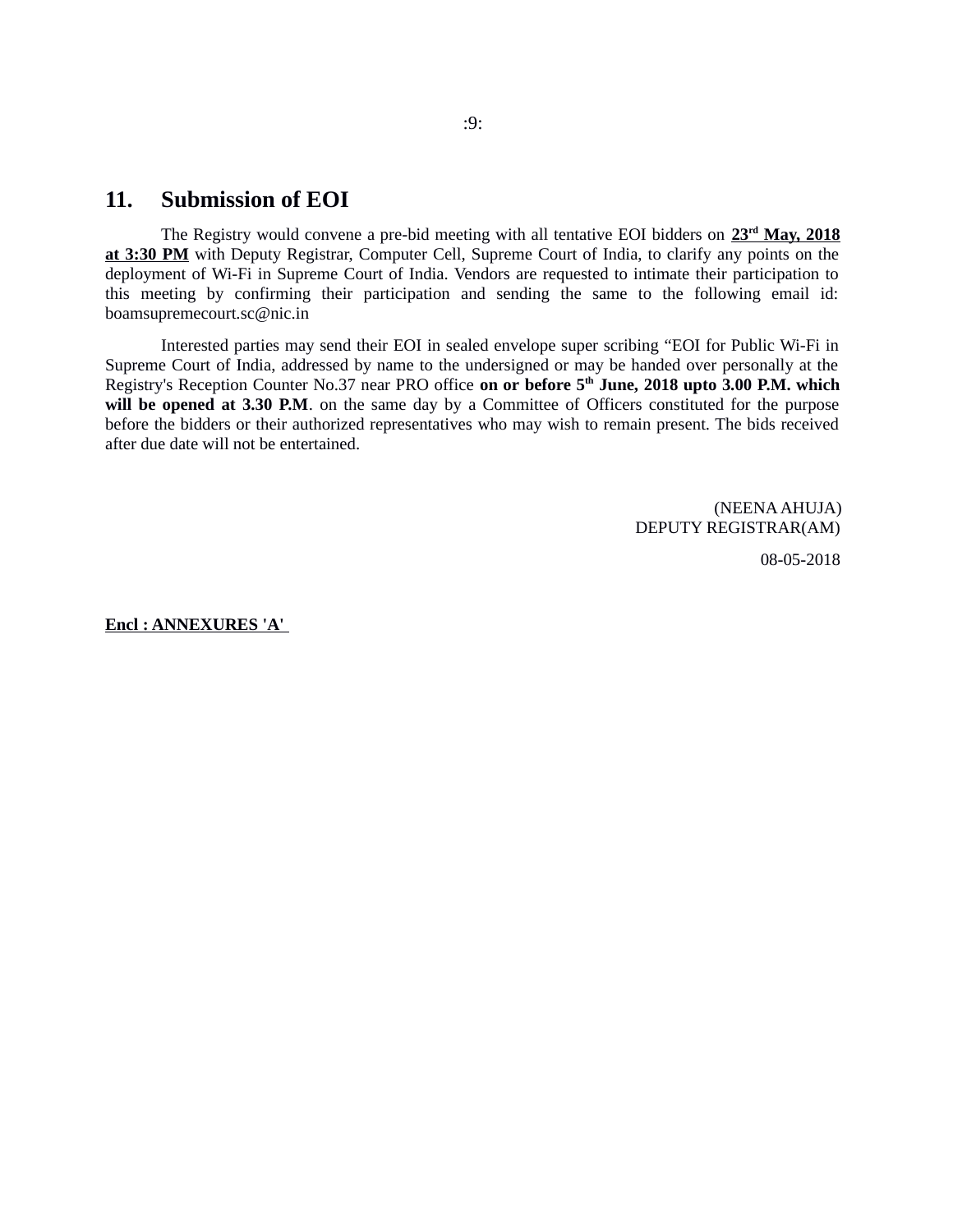## 11. Submission of EOI

The Registry would convene a pre-bid meeting with all tentative EOI bidders on **23rd May, 2018 at 3:30 PM** with Deputy Registrar, Computer Cell, Supreme Court of India, to clarify any points on the deployment of Wi-Fi in Supreme Court of India. Vendors are requested to intimate their participation to this meeting by confirming their participation and sending the same to the following email id: boamsupremecourt.sc@nic.in

Interested parties may send their EOI in sealed envelope super scribing "EOI for Public Wi-Fi in Supreme Court of India, addressed by name to the undersigned or may be handed over personally at the Registry's Reception Counter No.37 near PRO office **on or before 5th June, 2018 upto 3.00 P.M. which will be opened at 3.30 P.M**. on the same day by a Committee of Officers constituted for the purpose before the bidders or their authorized representatives who may wish to remain present. The bids received after due date will not be entertained.

(NEENA AHUJA)
DEPUTY REGISTRAR(AM)

08-05-2018

**Encl : ANNEXURES 'A'**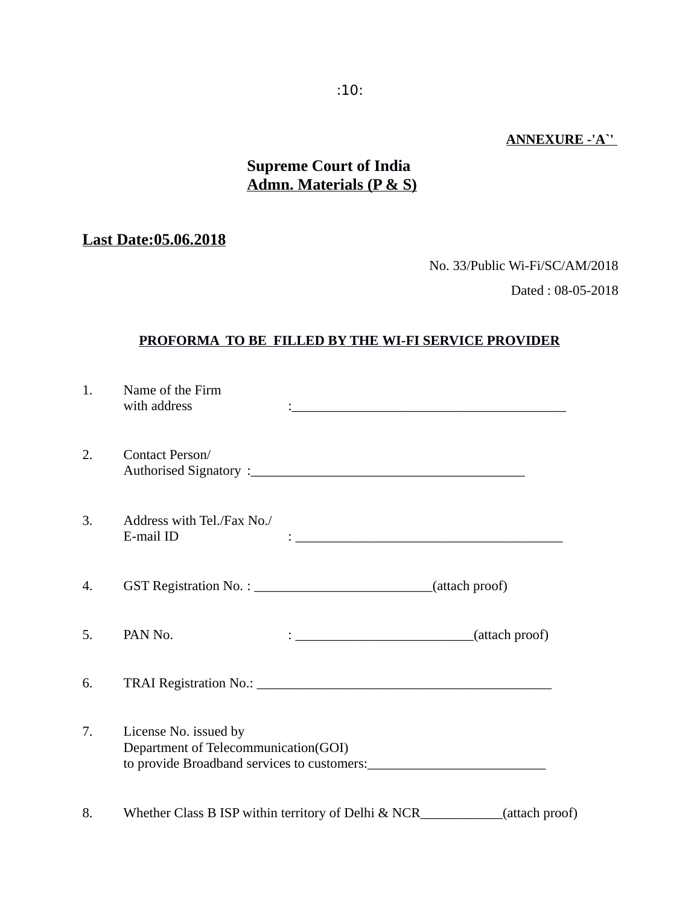**ANNEXURE -'A`'**

**Supreme Court of India**
**Admn. Materials (P & S)**

**Last Date:05.06.2018**

No. 33/Public Wi-Fi/SC/AM/2018

Dated : 08-05-2018

**PROFORMA TO BE FILLED BY THE WI-FI SERVICE PROVIDER**

1. Name of the Firm
   with address :________________________________________

2. Contact Person/
   Authorised Signatory :________________________________________

3. Address with Tel./Fax No./
   E-mail ID : ________________________________________

4. GST Registration No. : __________________________(attach proof)

5. PAN No. : __________________________(attach proof)

6. TRAI Registration No.: ____________________________________________

7. License No. issued by
   Department of Telecommunication(GOI)
   to provide Broadband services to customers:__________________________

8. Whether Class B ISP within territory of Delhi & NCR____________(attach proof)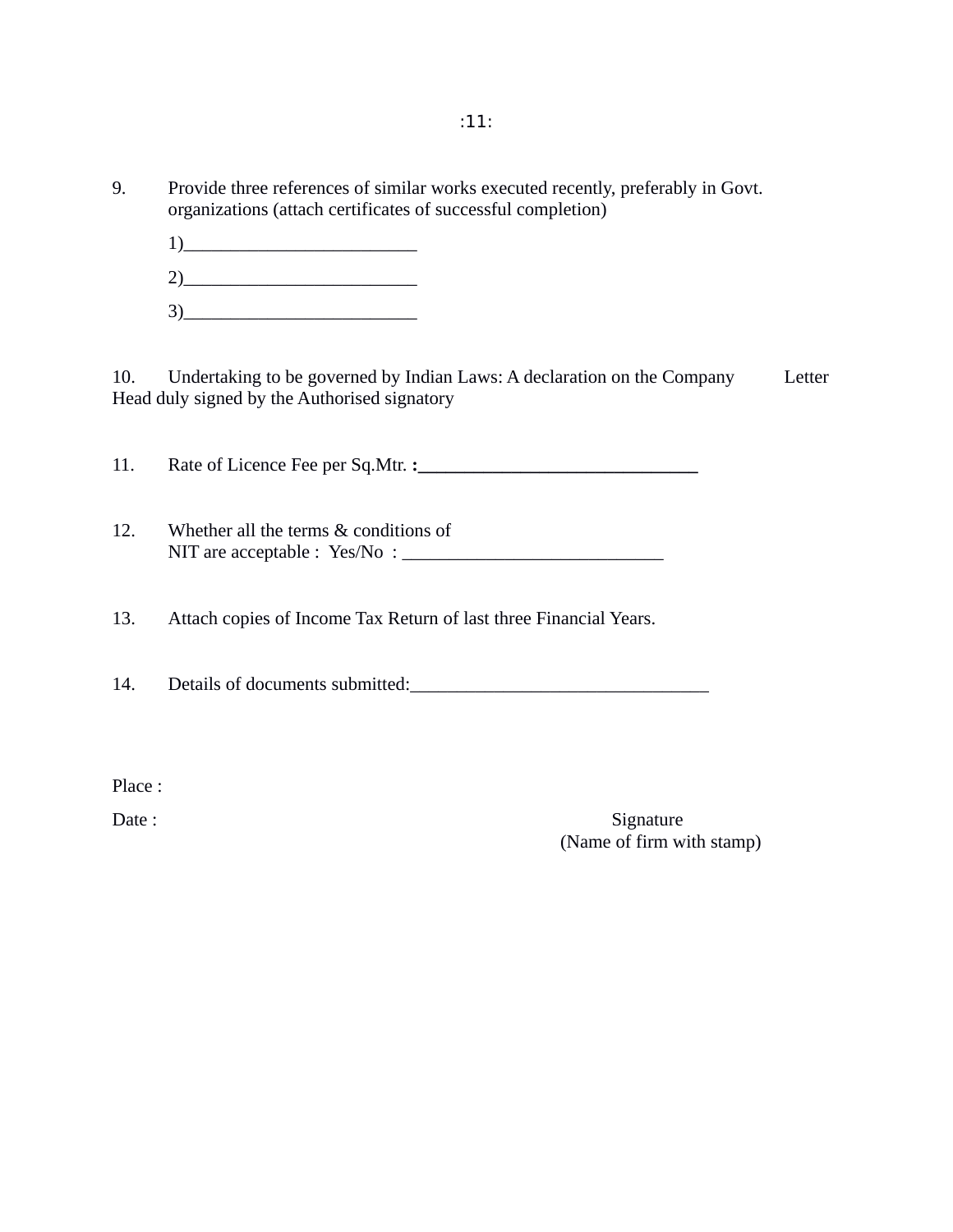9. Provide three references of similar works executed recently, preferably in Govt. organizations (attach certificates of successful completion)

   1)_________________________

   2)_________________________

   3)_________________________

10. Undertaking to be governed by Indian Laws: A declaration on the Company Letter Head duly signed by the Authorised signatory

11. Rate of Licence Fee per Sq.Mtr. **:______________________________**

12. Whether all the terms & conditions of NIT are acceptable : Yes/No : ____________________________

13. Attach copies of Income Tax Return of last three Financial Years.

14. Details of documents submitted:________________________________

Place :

Date : Signature

(Name of firm with stamp)